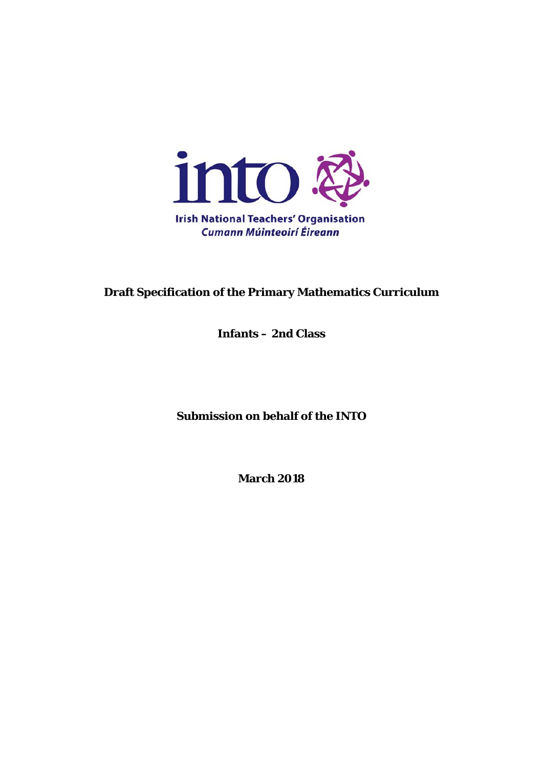into

Irish National Teachers' Organisation

*Cumann Múinteoirí Éireann*

# Draft Specification of the Primary Mathematics Curriculum

## Infants – 2nd Class

**Submission on behalf of the INTO**

**March 2018**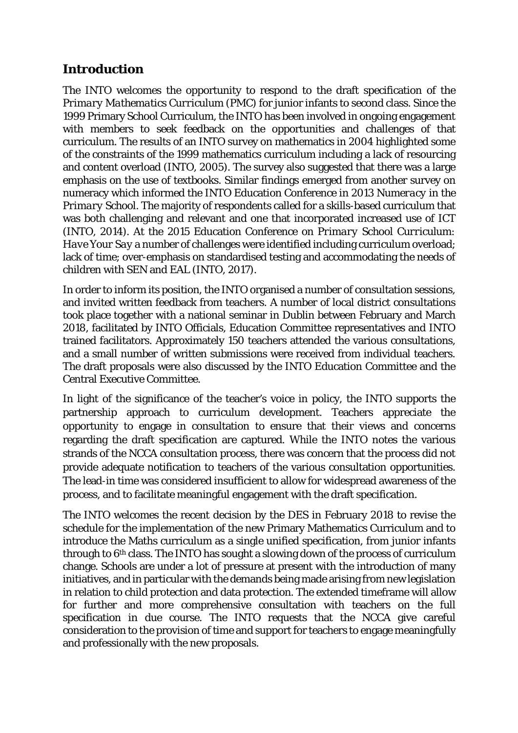## Introduction

The INTO welcomes the opportunity to respond to the draft specification of the *Primary Mathematics Curriculum* (PMC) for junior infants to second class. Since the 1999 Primary School Curriculum, the INTO has been involved in ongoing engagement with members to seek feedback on the opportunities and challenges of that curriculum. The results of an INTO survey on mathematics in 2004 highlighted some of the constraints of the 1999 mathematics curriculum including a lack of resourcing and content overload (INTO, 2005). The survey also suggested that there was a large emphasis on the use of textbooks. Similar findings emerged from another survey on numeracy which informed the INTO Education Conference in 2013 *Numeracy in the Primary School*. The majority of respondents called for a skills-based curriculum that was both challenging and relevant and one that incorporated increased use of ICT (INTO, 2014). At the 2015 Education Conference on *Primary School Curriculum: Have Your Say* a number of challenges were identified including curriculum overload; lack of time; over-emphasis on standardised testing and accommodating the needs of children with SEN and EAL (INTO, 2017).

In order to inform its position, the INTO organised a number of consultation sessions, and invited written feedback from teachers. A number of local district consultations took place together with a national seminar in Dublin between February and March 2018, facilitated by INTO Officials, Education Committee representatives and INTO trained facilitators. Approximately 150 teachers attended the various consultations, and a small number of written submissions were received from individual teachers. The draft proposals were also discussed by the INTO Education Committee and the Central Executive Committee.

In light of the significance of the teacher's voice in policy, the INTO supports the partnership approach to curriculum development. Teachers appreciate the opportunity to engage in consultation to ensure that their views and concerns regarding the draft specification are captured. While the INTO notes the various strands of the NCCA consultation process, there was concern that the process did not provide adequate notification to teachers of the various consultation opportunities. The lead-in time was considered insufficient to allow for widespread awareness of the process, and to facilitate meaningful engagement with the draft specification.

The INTO welcomes the recent decision by the DES in February 2018 to revise the schedule for the implementation of the new Primary Mathematics Curriculum and to introduce the Maths curriculum as a single unified specification, from junior infants through to 6th class. The INTO has sought a slowing down of the process of curriculum change. Schools are under a lot of pressure at present with the introduction of many initiatives, and in particular with the demands being made arising from new legislation in relation to child protection and data protection. The extended timeframe will allow for further and more comprehensive consultation with teachers on the full specification in due course. The INTO requests that the NCCA give careful consideration to the provision of time and support for teachers to engage meaningfully and professionally with the new proposals.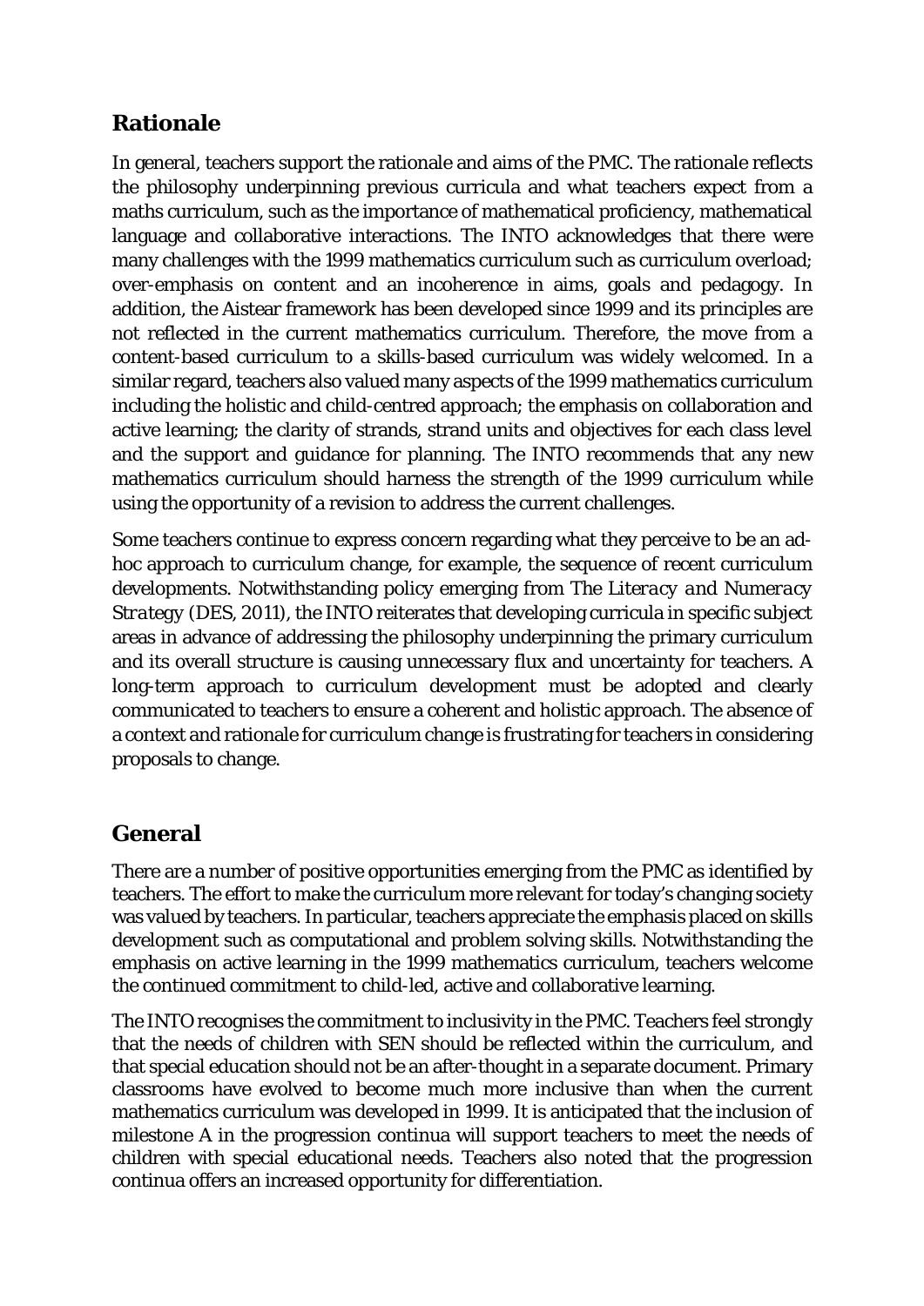## Rationale

In general, teachers support the rationale and aims of the PMC. The rationale reflects the philosophy underpinning previous curricula and what teachers expect from a maths curriculum, such as the importance of mathematical proficiency, mathematical language and collaborative interactions. The INTO acknowledges that there were many challenges with the 1999 mathematics curriculum such as curriculum overload; over-emphasis on content and an incoherence in aims, goals and pedagogy. In addition, the Aistear framework has been developed since 1999 and its principles are not reflected in the current mathematics curriculum. Therefore, the move from a content-based curriculum to a skills-based curriculum was widely welcomed. In a similar regard, teachers also valued many aspects of the 1999 mathematics curriculum including the holistic and child-centred approach; the emphasis on collaboration and active learning; the clarity of strands, strand units and objectives for each class level and the support and guidance for planning. The INTO recommends that any new mathematics curriculum should harness the strength of the 1999 curriculum while using the opportunity of a revision to address the current challenges.

Some teachers continue to express concern regarding what they perceive to be an ad-hoc approach to curriculum change, for example, the sequence of recent curriculum developments. Notwithstanding policy emerging from *The Literacy and Numeracy Strategy* (DES, 2011), the INTO reiterates that developing curricula in specific subject areas in advance of addressing the philosophy underpinning the primary curriculum and its overall structure is causing unnecessary flux and uncertainty for teachers. A long-term approach to curriculum development must be adopted and clearly communicated to teachers to ensure a coherent and holistic approach. The absence of a context and rationale for curriculum change is frustrating for teachers in considering proposals to change.

## General

There are a number of positive opportunities emerging from the PMC as identified by teachers. The effort to make the curriculum more relevant for today's changing society was valued by teachers. In particular, teachers appreciate the emphasis placed on skills development such as computational and problem solving skills. Notwithstanding the emphasis on active learning in the 1999 mathematics curriculum, teachers welcome the continued commitment to child-led, active and collaborative learning.

The INTO recognises the commitment to inclusivity in the PMC. Teachers feel strongly that the needs of children with SEN should be reflected within the curriculum, and that special education should not be an after-thought in a separate document. Primary classrooms have evolved to become much more inclusive than when the current mathematics curriculum was developed in 1999. It is anticipated that the inclusion of milestone A in the progression continua will support teachers to meet the needs of children with special educational needs. Teachers also noted that the progression continua offers an increased opportunity for differentiation.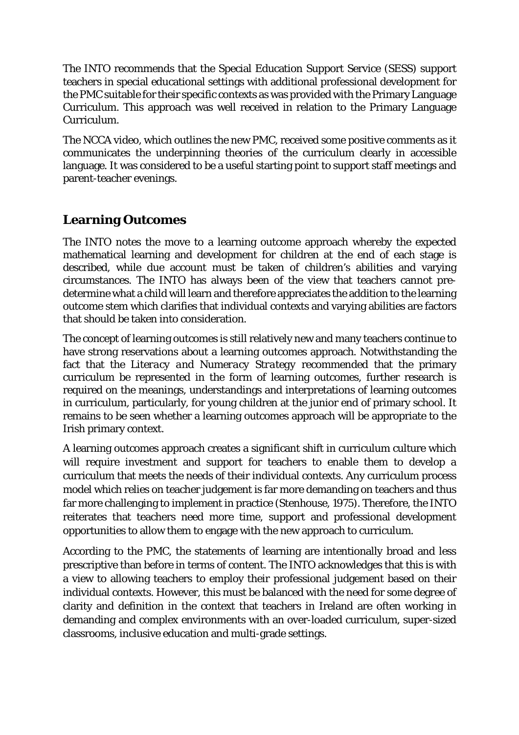The INTO recommends that the Special Education Support Service (SESS) support teachers in special educational settings with additional professional development for the PMC suitable for their specific contexts as was provided with the Primary Language Curriculum. This approach was well received in relation to the Primary Language Curriculum.

The NCCA video, which outlines the new PMC, received some positive comments as it communicates the underpinning theories of the curriculum clearly in accessible language. It was considered to be a useful starting point to support staff meetings and parent-teacher evenings.

## Learning Outcomes

The INTO notes the move to a learning outcome approach whereby the expected mathematical learning and development for children at the end of each stage is described, while due account must be taken of children's abilities and varying circumstances. The INTO has always been of the view that teachers cannot pre-determine what a child will learn and therefore appreciates the addition to the learning outcome stem which clarifies that individual contexts and varying abilities are factors that should be taken into consideration.

The concept of learning outcomes is still relatively new and many teachers continue to have strong reservations about a learning outcomes approach. Notwithstanding the fact that the *Literacy and Numeracy Strategy* recommended that the primary curriculum be represented in the form of learning outcomes, further research is required on the meanings, understandings and interpretations of learning outcomes in curriculum, particularly, for young children at the junior end of primary school. It remains to be seen whether a learning outcomes approach will be appropriate to the Irish primary context.

A learning outcomes approach creates a significant shift in curriculum culture which will require investment and support for teachers to enable them to develop a curriculum that meets the needs of their individual contexts. Any curriculum process model which relies on teacher judgement is far more demanding on teachers and thus far more challenging to implement in practice (Stenhouse, 1975). Therefore, the INTO reiterates that teachers need more time, support and professional development opportunities to allow them to engage with the new approach to curriculum.

According to the PMC, the statements of learning are intentionally broad and less prescriptive than before in terms of content. The INTO acknowledges that this is with a view to allowing teachers to employ their professional judgement based on their individual contexts. However, this must be balanced with the need for some degree of clarity and definition in the context that teachers in Ireland are often working in demanding and complex environments with an over-loaded curriculum, super-sized classrooms, inclusive education and multi-grade settings.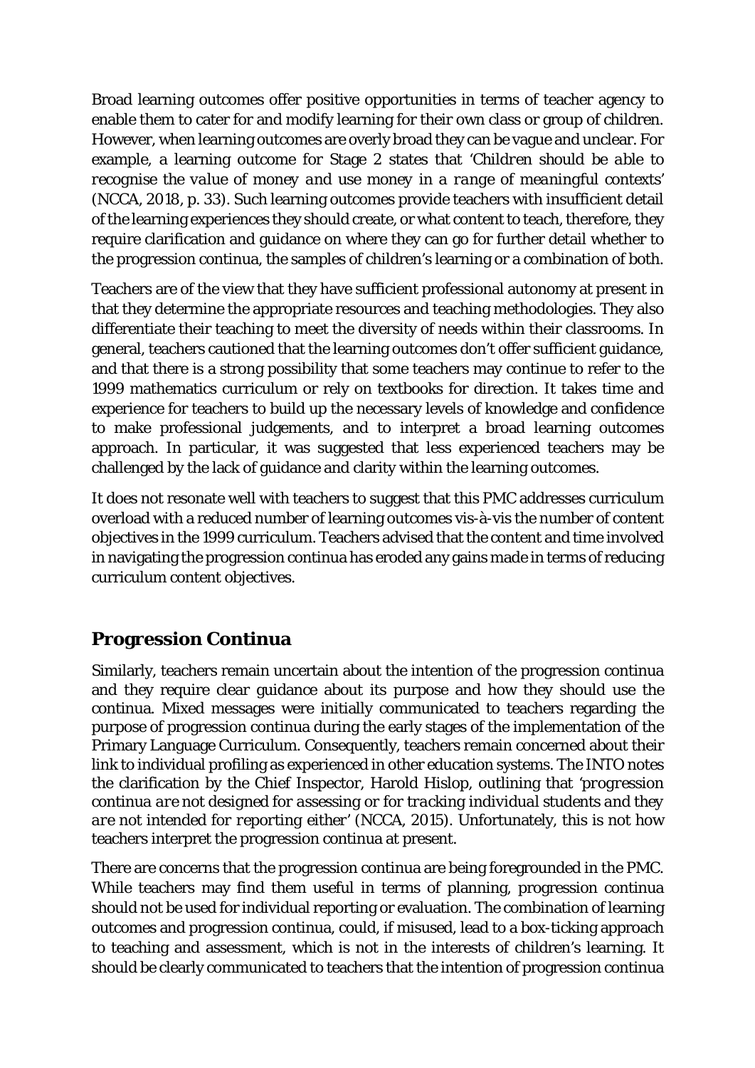Broad learning outcomes offer positive opportunities in terms of teacher agency to enable them to cater for and modify learning for their own class or group of children. However, when learning outcomes are overly broad they can be vague and unclear. For example, a learning outcome for Stage 2 states that '*Children should be able to recognise the value of money and use money in a range of meaningful contexts*' (NCCA, 2018, p. 33). Such learning outcomes provide teachers with insufficient detail of the learning experiences they should create, or what content to teach, therefore, they require clarification and guidance on where they can go for further detail whether to the progression continua, the samples of children's learning or a combination of both.

Teachers are of the view that they have sufficient professional autonomy at present in that they determine the appropriate resources and teaching methodologies. They also differentiate their teaching to meet the diversity of needs within their classrooms. In general, teachers cautioned that the learning outcomes don't offer sufficient guidance, and that there is a strong possibility that some teachers may continue to refer to the 1999 mathematics curriculum or rely on textbooks for direction. It takes time and experience for teachers to build up the necessary levels of knowledge and confidence to make professional judgements, and to interpret a broad learning outcomes approach. In particular, it was suggested that less experienced teachers may be challenged by the lack of guidance and clarity within the learning outcomes.

It does not resonate well with teachers to suggest that this PMC addresses curriculum overload with a reduced number of learning outcomes vis-à-vis the number of content objectives in the 1999 curriculum. Teachers advised that the content and time involved in navigating the progression continua has eroded any gains made in terms of reducing curriculum content objectives.

## Progression Continua

Similarly, teachers remain uncertain about the intention of the progression continua and they require clear guidance about its purpose and how they should use the continua. Mixed messages were initially communicated to teachers regarding the purpose of progression continua during the early stages of the implementation of the Primary Language Curriculum. Consequently, teachers remain concerned about their link to individual profiling as experienced in other education systems. The INTO notes the clarification by the Chief Inspector, Harold Hislop, outlining that '*progression continua are not designed for assessing or for tracking individual students and they are not intended for reporting either*' (NCCA, 2015). Unfortunately, this is not how teachers interpret the progression continua at present.

There are concerns that the progression continua are being foregrounded in the PMC. While teachers may find them useful in terms of planning, progression continua should not be used for individual reporting or evaluation. The combination of learning outcomes and progression continua, could, if misused, lead to a box-ticking approach to teaching and assessment, which is not in the interests of children's learning. It should be clearly communicated to teachers that the intention of progression continua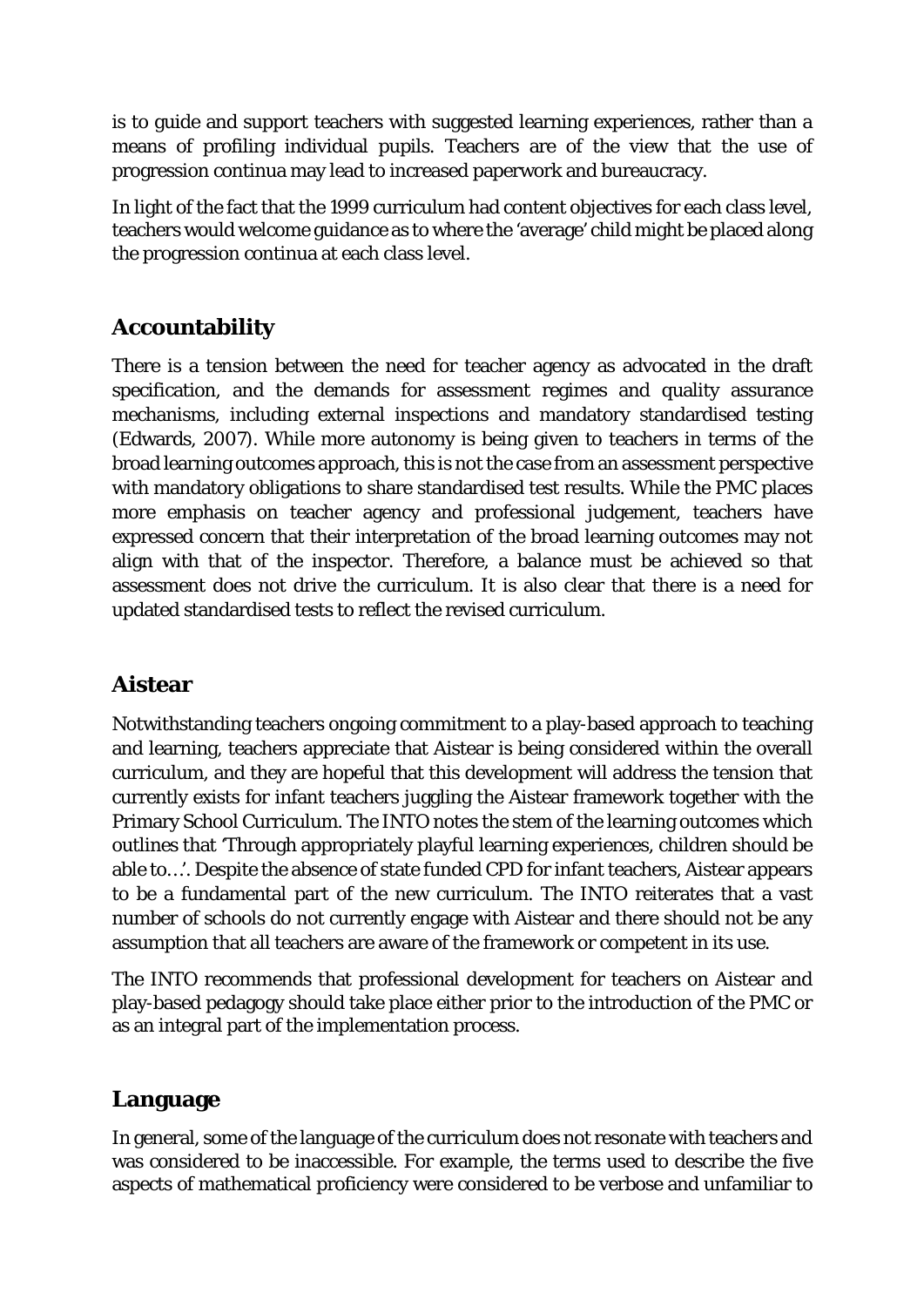is to guide and support teachers with suggested learning experiences, rather than a means of profiling individual pupils. Teachers are of the view that the use of progression continua may lead to increased paperwork and bureaucracy.

In light of the fact that the 1999 curriculum had content objectives for each class level, teachers would welcome guidance as to where the 'average' child might be placed along the progression continua at each class level.

## Accountability

There is a tension between the need for teacher agency as advocated in the draft specification, and the demands for assessment regimes and quality assurance mechanisms, including external inspections and mandatory standardised testing (Edwards, 2007). While more autonomy is being given to teachers in terms of the broad learning outcomes approach, this is not the case from an assessment perspective with mandatory obligations to share standardised test results. While the PMC places more emphasis on teacher agency and professional judgement, teachers have expressed concern that their interpretation of the broad learning outcomes may not align with that of the inspector. Therefore, a balance must be achieved so that assessment does not drive the curriculum. It is also clear that there is a need for updated standardised tests to reflect the revised curriculum.

## Aistear

Notwithstanding teachers ongoing commitment to a play-based approach to teaching and learning, teachers appreciate that Aistear is being considered within the overall curriculum, and they are hopeful that this development will address the tension that currently exists for infant teachers juggling the Aistear framework together with the Primary School Curriculum. The INTO notes the stem of the learning outcomes which outlines that 'Through appropriately playful learning experiences, children should be able to…'. Despite the absence of state funded CPD for infant teachers, Aistear appears to be a fundamental part of the new curriculum. The INTO reiterates that a vast number of schools do not currently engage with Aistear and there should not be any assumption that all teachers are aware of the framework or competent in its use.

The INTO recommends that professional development for teachers on Aistear and play-based pedagogy should take place either prior to the introduction of the PMC or as an integral part of the implementation process.

## Language

In general, some of the language of the curriculum does not resonate with teachers and was considered to be inaccessible. For example, the terms used to describe the five aspects of mathematical proficiency were considered to be verbose and unfamiliar to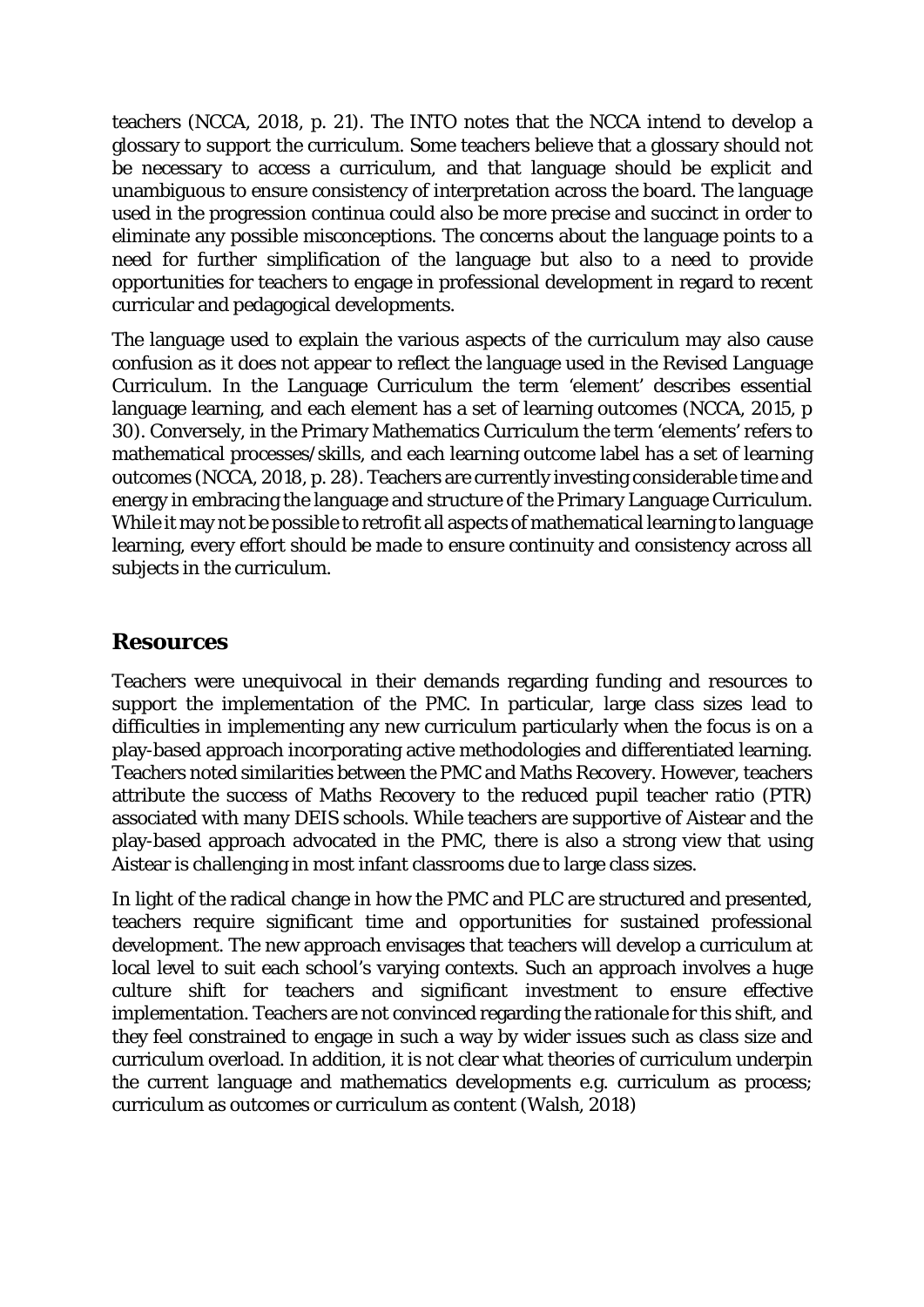teachers (NCCA, 2018, p. 21). The INTO notes that the NCCA intend to develop a glossary to support the curriculum. Some teachers believe that a glossary should not be necessary to access a curriculum, and that language should be explicit and unambiguous to ensure consistency of interpretation across the board. The language used in the progression continua could also be more precise and succinct in order to eliminate any possible misconceptions. The concerns about the language points to a need for further simplification of the language but also to a need to provide opportunities for teachers to engage in professional development in regard to recent curricular and pedagogical developments.

The language used to explain the various aspects of the curriculum may also cause confusion as it does not appear to reflect the language used in the Revised Language Curriculum. In the Language Curriculum the term 'element' describes essential language learning, and each element has a set of learning outcomes (NCCA, 2015, p 30). Conversely, in the Primary Mathematics Curriculum the term 'elements' refers to mathematical processes/skills, and each learning outcome label has a set of learning outcomes (NCCA, 2018, p. 28). Teachers are currently investing considerable time and energy in embracing the language and structure of the Primary Language Curriculum. While it may not be possible to retrofit all aspects of mathematical learning to language learning, every effort should be made to ensure continuity and consistency across all subjects in the curriculum.

## Resources

Teachers were unequivocal in their demands regarding funding and resources to support the implementation of the PMC. In particular, large class sizes lead to difficulties in implementing any new curriculum particularly when the focus is on a play-based approach incorporating active methodologies and differentiated learning. Teachers noted similarities between the PMC and Maths Recovery. However, teachers attribute the success of Maths Recovery to the reduced pupil teacher ratio (PTR) associated with many DEIS schools. While teachers are supportive of Aistear and the play-based approach advocated in the PMC, there is also a strong view that using Aistear is challenging in most infant classrooms due to large class sizes.

In light of the radical change in how the PMC and PLC are structured and presented, teachers require significant time and opportunities for sustained professional development. The new approach envisages that teachers will develop a curriculum at local level to suit each school's varying contexts. Such an approach involves a huge culture shift for teachers and significant investment to ensure effective implementation. Teachers are not convinced regarding the rationale for this shift, and they feel constrained to engage in such a way by wider issues such as class size and curriculum overload. In addition, it is not clear what theories of curriculum underpin the current language and mathematics developments e.g. curriculum as process; curriculum as outcomes or curriculum as content (Walsh, 2018)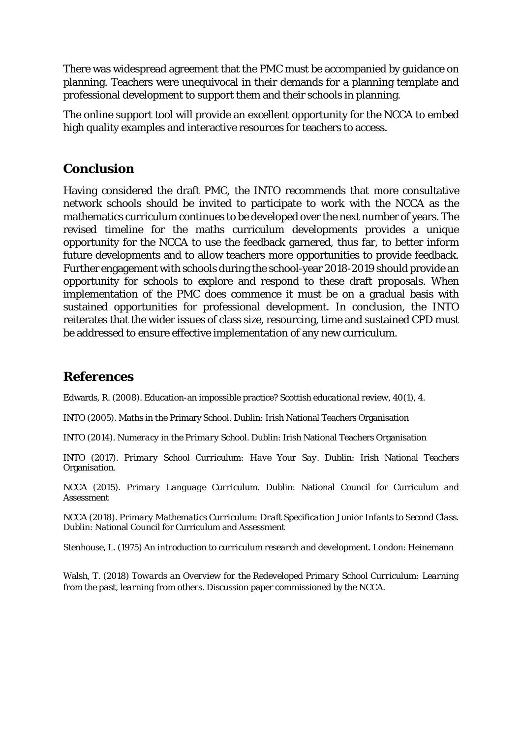There was widespread agreement that the PMC must be accompanied by guidance on planning. Teachers were unequivocal in their demands for a planning template and professional development to support them and their schools in planning.

The online support tool will provide an excellent opportunity for the NCCA to embed high quality examples and interactive resources for teachers to access.

## Conclusion

Having considered the draft PMC, the INTO recommends that more consultative network schools should be invited to participate to work with the NCCA as the mathematics curriculum continues to be developed over the next number of years. The revised timeline for the maths curriculum developments provides a unique opportunity for the NCCA to use the feedback garnered, thus far, to better inform future developments and to allow teachers more opportunities to provide feedback. Further engagement with schools during the school-year 2018-2019 should provide an opportunity for schools to explore and respond to these draft proposals. When implementation of the PMC does commence it must be on a gradual basis with sustained opportunities for professional development. In conclusion, the INTO reiterates that the wider issues of class size, resourcing, time and sustained CPD must be addressed to ensure effective implementation of any new curriculum.

## References

Edwards, R. (2008). Education-an impossible practice? *Scottish educational review*, *40*(1), 4.

INTO (2005). Maths in the Primary School. Dublin: Irish National Teachers Organisation

INTO (2014). *Numeracy in the Primary School*. Dublin: Irish National Teachers Organisation

INTO (2017). *Primary School Curriculum: Have Your Say*. Dublin: Irish National Teachers Organisation.

NCCA (2015). *Primary Language Curriculum*. Dublin: National Council for Curriculum and Assessment

NCCA (2018). *Primary Mathematics Curriculum: Draft Specification Junior Infants to Second Class*. Dublin: National Council for Curriculum and Assessment

Stenhouse, L. (1975) *An introduction to curriculum research and development*. London: Heinemann

Walsh, T. (2018) *Towards an Overview for the Redeveloped Primary School Curriculum: Learning from the past, learning from others.* Discussion paper commissioned by the NCCA.